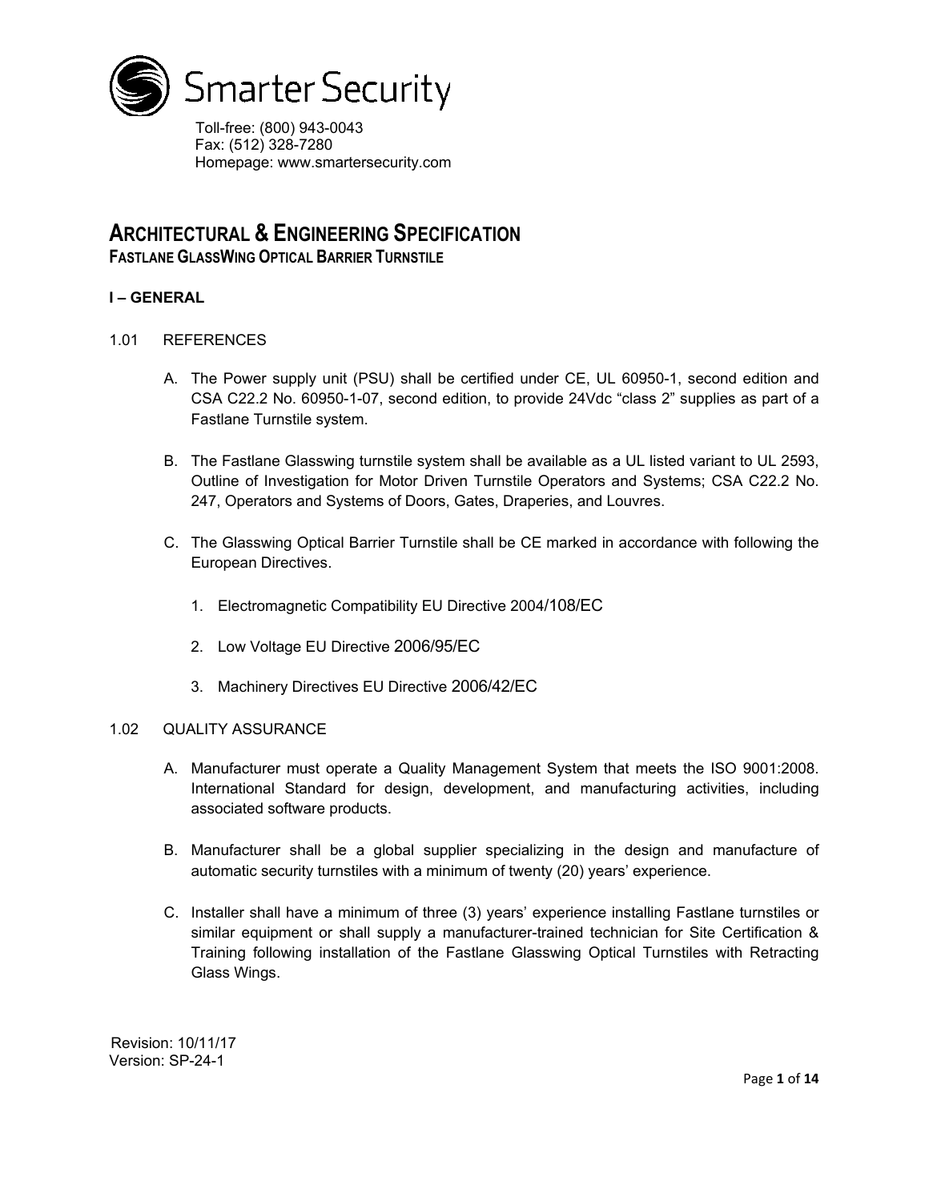Smarter Security

Toll-free: (800) 943-0043
Fax: (512) 328-7280
Homepage: www.smartersecurity.com

# ARCHITECTURAL & ENGINEERING SPECIFICATION

## FASTLANE GLASSWING OPTICAL BARRIER TURNSTILE

### I – GENERAL

1.01 REFERENCES

A. The Power supply unit (PSU) shall be certified under CE, UL 60950-1, second edition and CSA C22.2 No. 60950-1-07, second edition, to provide 24Vdc "class 2" supplies as part of a Fastlane Turnstile system.

B. The Fastlane Glasswing turnstile system shall be available as a UL listed variant to UL 2593, Outline of Investigation for Motor Driven Turnstile Operators and Systems; CSA C22.2 No. 247, Operators and Systems of Doors, Gates, Draperies, and Louvres.

C. The Glasswing Optical Barrier Turnstile shall be CE marked in accordance with following the European Directives.

1. Electromagnetic Compatibility EU Directive 2004/108/EC
2. Low Voltage EU Directive 2006/95/EC
3. Machinery Directives EU Directive 2006/42/EC

1.02 QUALITY ASSURANCE

A. Manufacturer must operate a Quality Management System that meets the ISO 9001:2008. International Standard for design, development, and manufacturing activities, including associated software products.

B. Manufacturer shall be a global supplier specializing in the design and manufacture of automatic security turnstiles with a minimum of twenty (20) years' experience.

C. Installer shall have a minimum of three (3) years' experience installing Fastlane turnstiles or similar equipment or shall supply a manufacturer-trained technician for Site Certification & Training following installation of the Fastlane Glasswing Optical Turnstiles with Retracting Glass Wings.

Revision: 10/11/17
Version: SP-24-1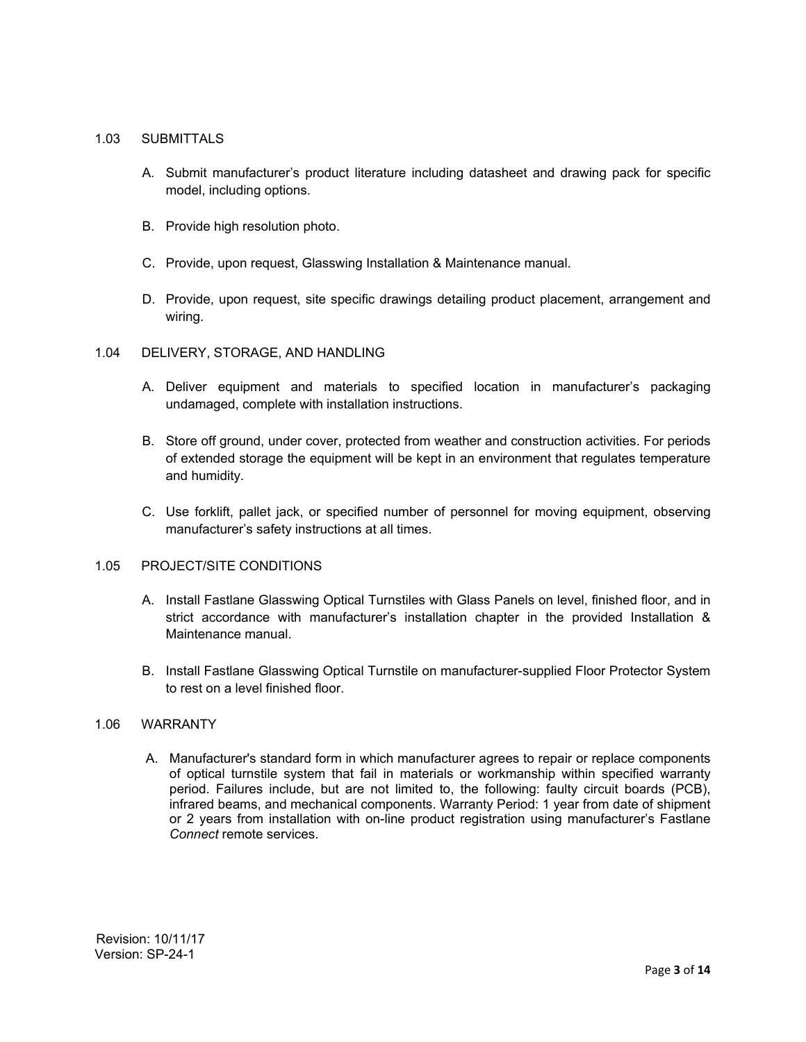## 1.03 SUBMITTALS

A. Submit manufacturer's product literature including datasheet and drawing pack for specific model, including options.

B. Provide high resolution photo.

C. Provide, upon request, Glasswing Installation & Maintenance manual.

D. Provide, upon request, site specific drawings detailing product placement, arrangement and wiring.

## 1.04 DELIVERY, STORAGE, AND HANDLING

A. Deliver equipment and materials to specified location in manufacturer's packaging undamaged, complete with installation instructions.

B. Store off ground, under cover, protected from weather and construction activities. For periods of extended storage the equipment will be kept in an environment that regulates temperature and humidity.

C. Use forklift, pallet jack, or specified number of personnel for moving equipment, observing manufacturer's safety instructions at all times.

## 1.05 PROJECT/SITE CONDITIONS

A. Install Fastlane Glasswing Optical Turnstiles with Glass Panels on level, finished floor, and in strict accordance with manufacturer's installation chapter in the provided Installation & Maintenance manual.

B. Install Fastlane Glasswing Optical Turnstile on manufacturer-supplied Floor Protector System to rest on a level finished floor.

## 1.06 WARRANTY

A. Manufacturer's standard form in which manufacturer agrees to repair or replace components of optical turnstile system that fail in materials or workmanship within specified warranty period. Failures include, but are not limited to, the following: faulty circuit boards (PCB), infrared beams, and mechanical components. Warranty Period: 1 year from date of shipment or 2 years from installation with on-line product registration using manufacturer's Fastlane *Connect* remote services.

Revision: 10/11/17
Version: SP-24-1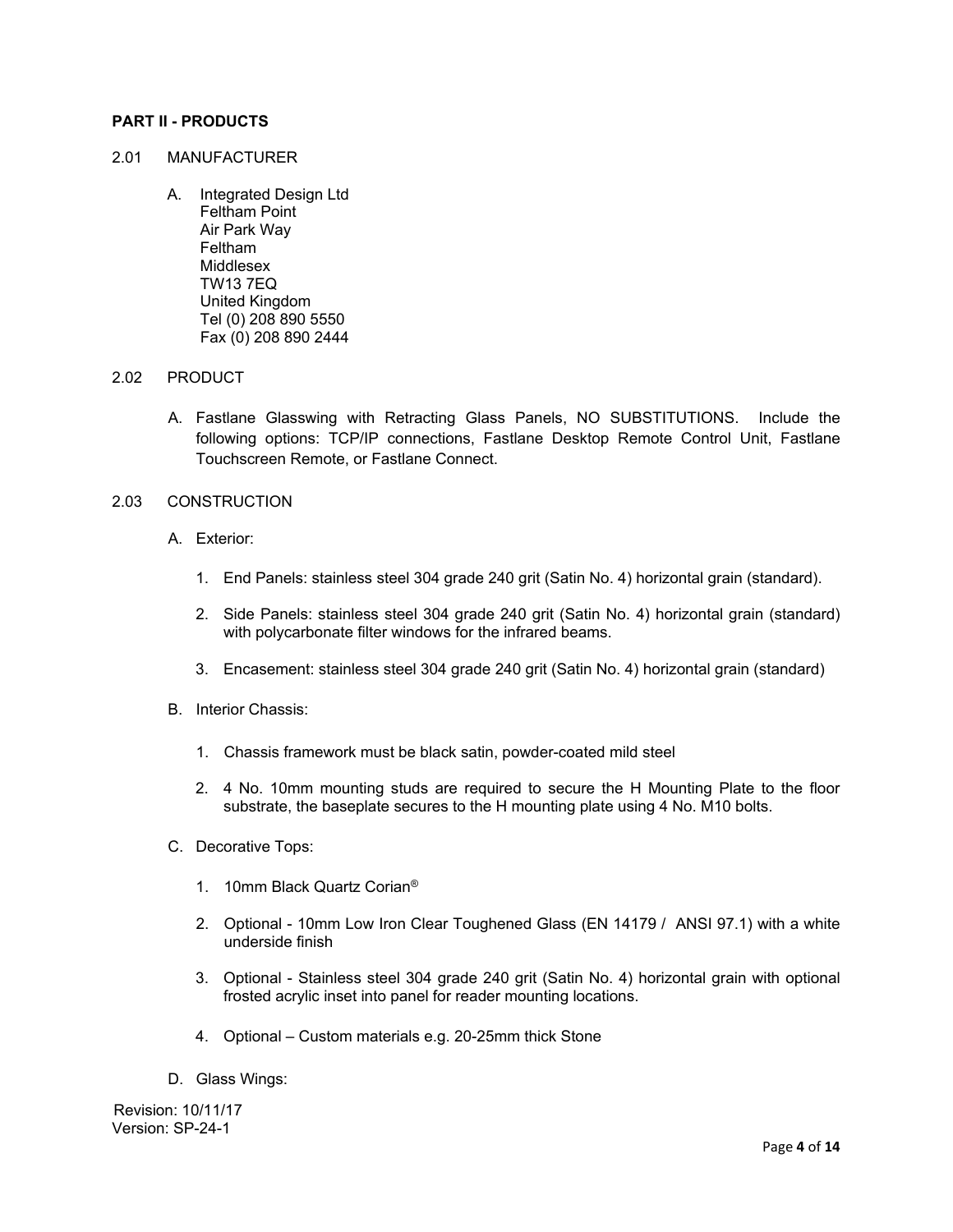## PART II - PRODUCTS

2.01 MANUFACTURER

A. Integrated Design Ltd
   Feltham Point
   Air Park Way
   Feltham
   Middlesex
   TW13 7EQ
   United Kingdom
   Tel (0) 208 890 5550
   Fax (0) 208 890 2444

2.02 PRODUCT

A. Fastlane Glasswing with Retracting Glass Panels, NO SUBSTITUTIONS. Include the following options: TCP/IP connections, Fastlane Desktop Remote Control Unit, Fastlane Touchscreen Remote, or Fastlane Connect.

2.03 CONSTRUCTION

A. Exterior:

1. End Panels: stainless steel 304 grade 240 grit (Satin No. 4) horizontal grain (standard).

2. Side Panels: stainless steel 304 grade 240 grit (Satin No. 4) horizontal grain (standard) with polycarbonate filter windows for the infrared beams.

3. Encasement: stainless steel 304 grade 240 grit (Satin No. 4) horizontal grain (standard)

B. Interior Chassis:

1. Chassis framework must be black satin, powder-coated mild steel

2. 4 No. 10mm mounting studs are required to secure the H Mounting Plate to the floor substrate, the baseplate secures to the H mounting plate using 4 No. M10 bolts.

C. Decorative Tops:

1. 10mm Black Quartz Corian®

2. Optional - 10mm Low Iron Clear Toughened Glass (EN 14179 / ANSI 97.1) with a white underside finish

3. Optional - Stainless steel 304 grade 240 grit (Satin No. 4) horizontal grain with optional frosted acrylic inset into panel for reader mounting locations.

4. Optional – Custom materials e.g. 20-25mm thick Stone

D. Glass Wings:

Revision: 10/11/17
Version: SP-24-1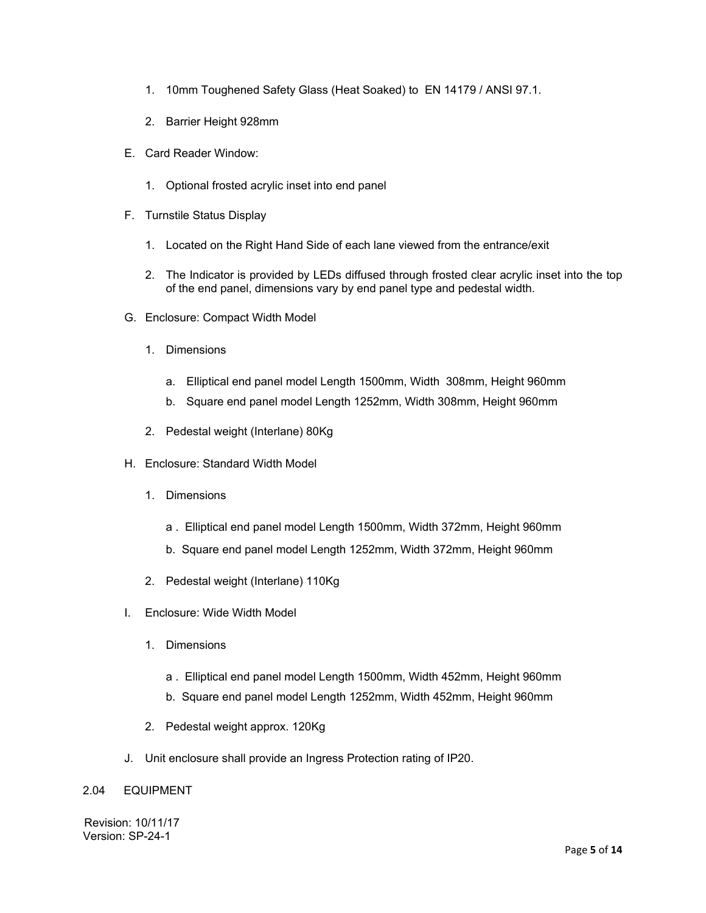1. 10mm Toughened Safety Glass (Heat Soaked) to EN 14179 / ANSI 97.1.

2. Barrier Height 928mm

E. Card Reader Window:

1. Optional frosted acrylic inset into end panel

F. Turnstile Status Display

1. Located on the Right Hand Side of each lane viewed from the entrance/exit

2. The Indicator is provided by LEDs diffused through frosted clear acrylic inset into the top of the end panel, dimensions vary by end panel type and pedestal width.

G. Enclosure: Compact Width Model

1. Dimensions

   a. Elliptical end panel model Length 1500mm, Width 308mm, Height 960mm

   b. Square end panel model Length 1252mm, Width 308mm, Height 960mm

2. Pedestal weight (Interlane) 80Kg

H. Enclosure: Standard Width Model

1. Dimensions

   a . Elliptical end panel model Length 1500mm, Width 372mm, Height 960mm

   b. Square end panel model Length 1252mm, Width 372mm, Height 960mm

2. Pedestal weight (Interlane) 110Kg

I. Enclosure: Wide Width Model

1. Dimensions

   a . Elliptical end panel model Length 1500mm, Width 452mm, Height 960mm

   b. Square end panel model Length 1252mm, Width 452mm, Height 960mm

2. Pedestal weight approx. 120Kg

J. Unit enclosure shall provide an Ingress Protection rating of IP20.

2.04 EQUIPMENT

Revision: 10/11/17
Version: SP-24-1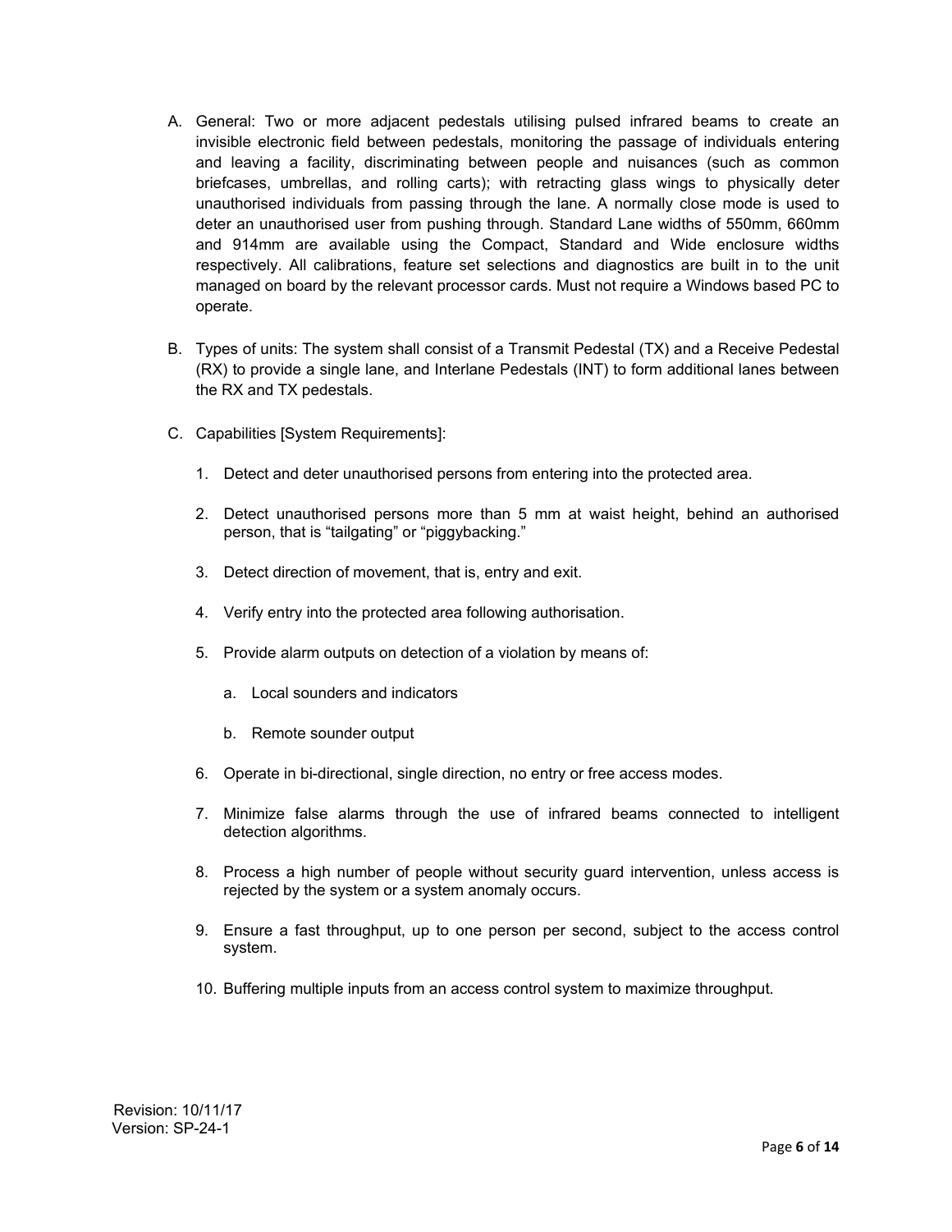A. General: Two or more adjacent pedestals utilising pulsed infrared beams to create an invisible electronic field between pedestals, monitoring the passage of individuals entering and leaving a facility, discriminating between people and nuisances (such as common briefcases, umbrellas, and rolling carts); with retracting glass wings to physically deter unauthorised individuals from passing through the lane. A normally close mode is used to deter an unauthorised user from pushing through. Standard Lane widths of 550mm, 660mm and 914mm are available using the Compact, Standard and Wide enclosure widths respectively. All calibrations, feature set selections and diagnostics are built in to the unit managed on board by the relevant processor cards. Must not require a Windows based PC to operate.

B. Types of units: The system shall consist of a Transmit Pedestal (TX) and a Receive Pedestal (RX) to provide a single lane, and Interlane Pedestals (INT) to form additional lanes between the RX and TX pedestals.

C. Capabilities [System Requirements]:

   1. Detect and deter unauthorised persons from entering into the protected area.

   2. Detect unauthorised persons more than 5 mm at waist height, behind an authorised person, that is "tailgating" or "piggybacking."

   3. Detect direction of movement, that is, entry and exit.

   4. Verify entry into the protected area following authorisation.

   5. Provide alarm outputs on detection of a violation by means of:

      a. Local sounders and indicators

      b. Remote sounder output

   6. Operate in bi-directional, single direction, no entry or free access modes.

   7. Minimize false alarms through the use of infrared beams connected to intelligent detection algorithms.

   8. Process a high number of people without security guard intervention, unless access is rejected by the system or a system anomaly occurs.

   9. Ensure a fast throughput, up to one person per second, subject to the access control system.

   10. Buffering multiple inputs from an access control system to maximize throughput.

Revision: 10/11/17
Version: SP-24-1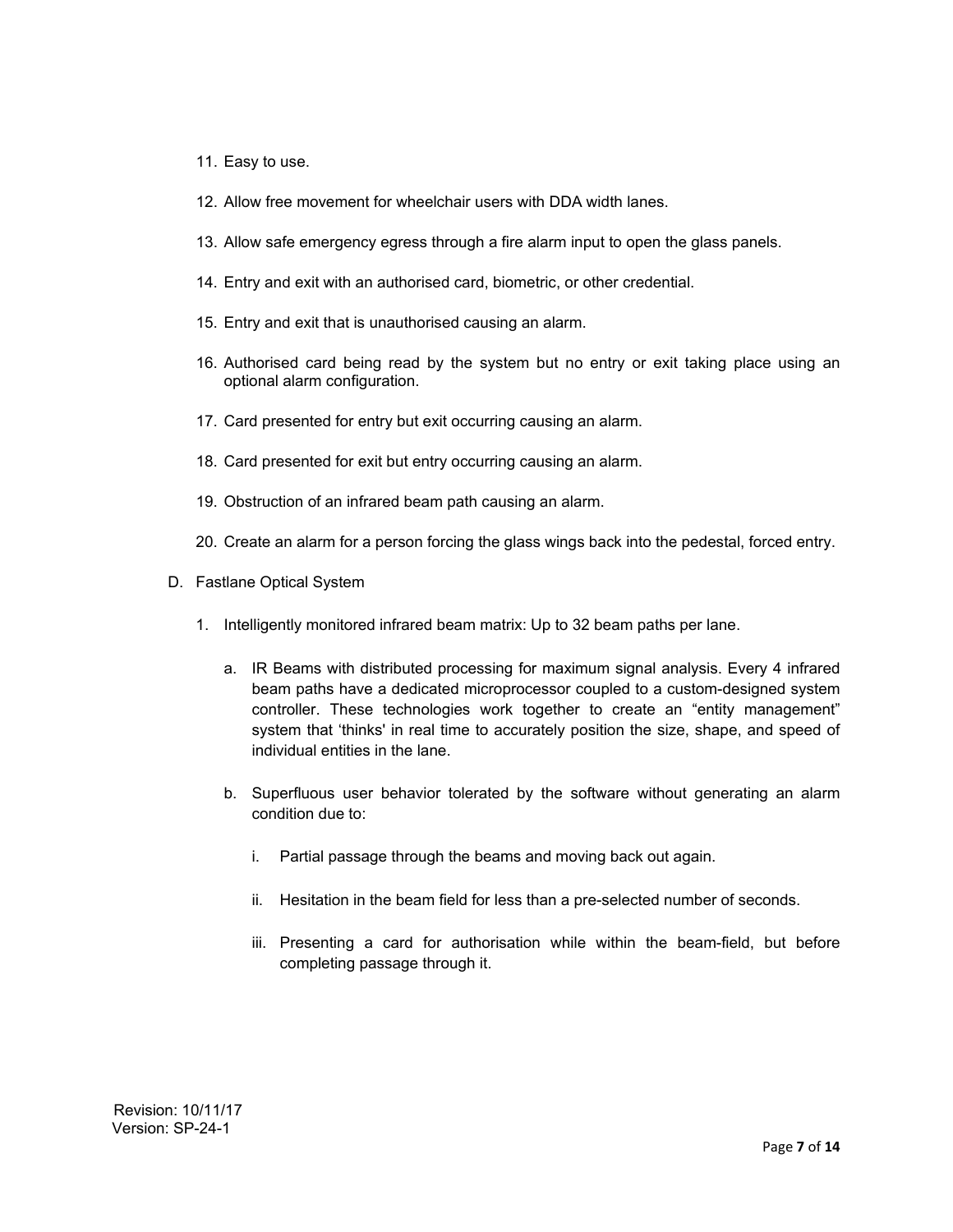11. Easy to use.

12. Allow free movement for wheelchair users with DDA width lanes.

13. Allow safe emergency egress through a fire alarm input to open the glass panels.

14. Entry and exit with an authorised card, biometric, or other credential.

15. Entry and exit that is unauthorised causing an alarm.

16. Authorised card being read by the system but no entry or exit taking place using an optional alarm configuration.

17. Card presented for entry but exit occurring causing an alarm.

18. Card presented for exit but entry occurring causing an alarm.

19. Obstruction of an infrared beam path causing an alarm.

20. Create an alarm for a person forcing the glass wings back into the pedestal, forced entry.

D. Fastlane Optical System

1. Intelligently monitored infrared beam matrix: Up to 32 beam paths per lane.

   a. IR Beams with distributed processing for maximum signal analysis. Every 4 infrared beam paths have a dedicated microprocessor coupled to a custom-designed system controller. These technologies work together to create an "entity management" system that 'thinks' in real time to accurately position the size, shape, and speed of individual entities in the lane.

   b. Superfluous user behavior tolerated by the software without generating an alarm condition due to:

      i. Partial passage through the beams and moving back out again.

      ii. Hesitation in the beam field for less than a pre-selected number of seconds.

      iii. Presenting a card for authorisation while within the beam-field, but before completing passage through it.

Revision: 10/11/17
Version: SP-24-1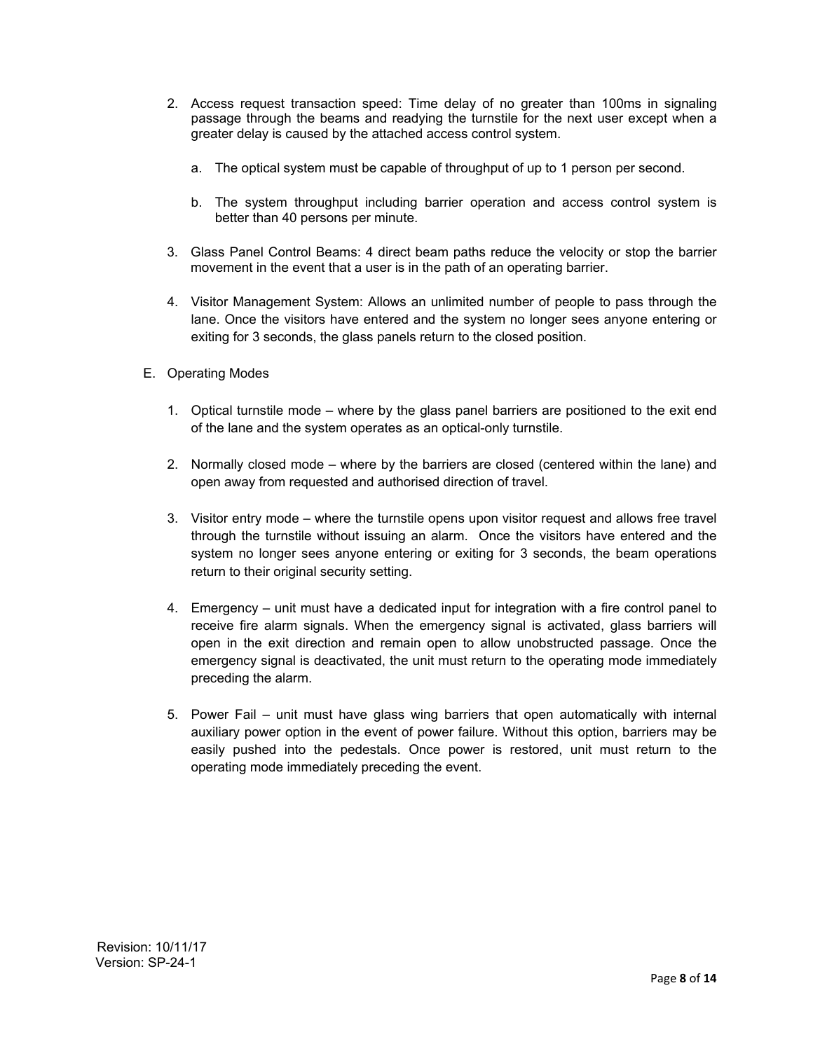2. Access request transaction speed: Time delay of no greater than 100ms in signaling passage through the beams and readying the turnstile for the next user except when a greater delay is caused by the attached access control system.

   a. The optical system must be capable of throughput of up to 1 person per second.

   b. The system throughput including barrier operation and access control system is better than 40 persons per minute.

3. Glass Panel Control Beams: 4 direct beam paths reduce the velocity or stop the barrier movement in the event that a user is in the path of an operating barrier.

4. Visitor Management System: Allows an unlimited number of people to pass through the lane. Once the visitors have entered and the system no longer sees anyone entering or exiting for 3 seconds, the glass panels return to the closed position.

E. Operating Modes

1. Optical turnstile mode – where by the glass panel barriers are positioned to the exit end of the lane and the system operates as an optical-only turnstile.

2. Normally closed mode – where by the barriers are closed (centered within the lane) and open away from requested and authorised direction of travel.

3. Visitor entry mode – where the turnstile opens upon visitor request and allows free travel through the turnstile without issuing an alarm. Once the visitors have entered and the system no longer sees anyone entering or exiting for 3 seconds, the beam operations return to their original security setting.

4. Emergency – unit must have a dedicated input for integration with a fire control panel to receive fire alarm signals. When the emergency signal is activated, glass barriers will open in the exit direction and remain open to allow unobstructed passage. Once the emergency signal is deactivated, the unit must return to the operating mode immediately preceding the alarm.

5. Power Fail – unit must have glass wing barriers that open automatically with internal auxiliary power option in the event of power failure. Without this option, barriers may be easily pushed into the pedestals. Once power is restored, unit must return to the operating mode immediately preceding the event.

Revision: 10/11/17
Version: SP-24-1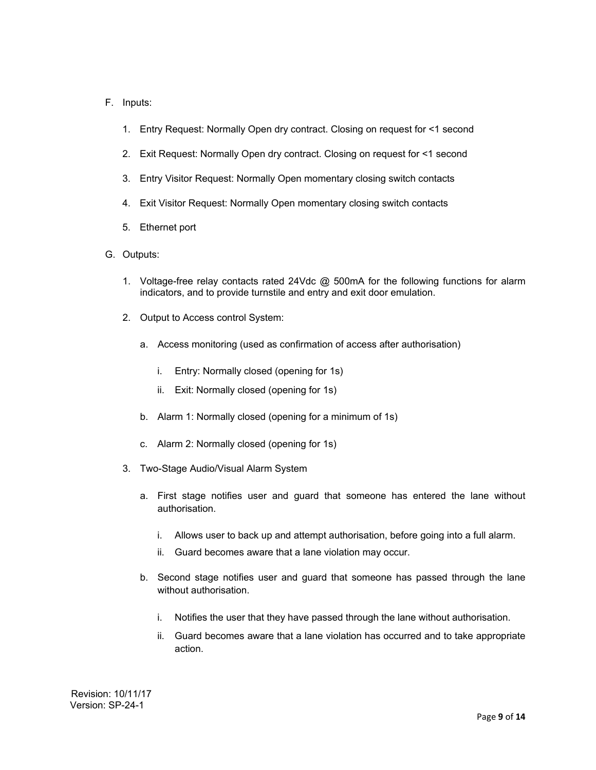F. Inputs:

   1. Entry Request: Normally Open dry contract. Closing on request for <1 second

   2. Exit Request: Normally Open dry contract. Closing on request for <1 second

   3. Entry Visitor Request: Normally Open momentary closing switch contacts

   4. Exit Visitor Request: Normally Open momentary closing switch contacts

   5. Ethernet port

G. Outputs:

   1. Voltage-free relay contacts rated 24Vdc @ 500mA for the following functions for alarm indicators, and to provide turnstile and entry and exit door emulation.

   2. Output to Access control System:

      a. Access monitoring (used as confirmation of access after authorisation)

         i. Entry: Normally closed (opening for 1s)

         ii. Exit: Normally closed (opening for 1s)

      b. Alarm 1: Normally closed (opening for a minimum of 1s)

      c. Alarm 2: Normally closed (opening for 1s)

   3. Two-Stage Audio/Visual Alarm System

      a. First stage notifies user and guard that someone has entered the lane without authorisation.

         i. Allows user to back up and attempt authorisation, before going into a full alarm.
         ii. Guard becomes aware that a lane violation may occur.

      b. Second stage notifies user and guard that someone has passed through the lane without authorisation.

         i. Notifies the user that they have passed through the lane without authorisation.
         ii. Guard becomes aware that a lane violation has occurred and to take appropriate action.

Revision: 10/11/17
Version: SP-24-1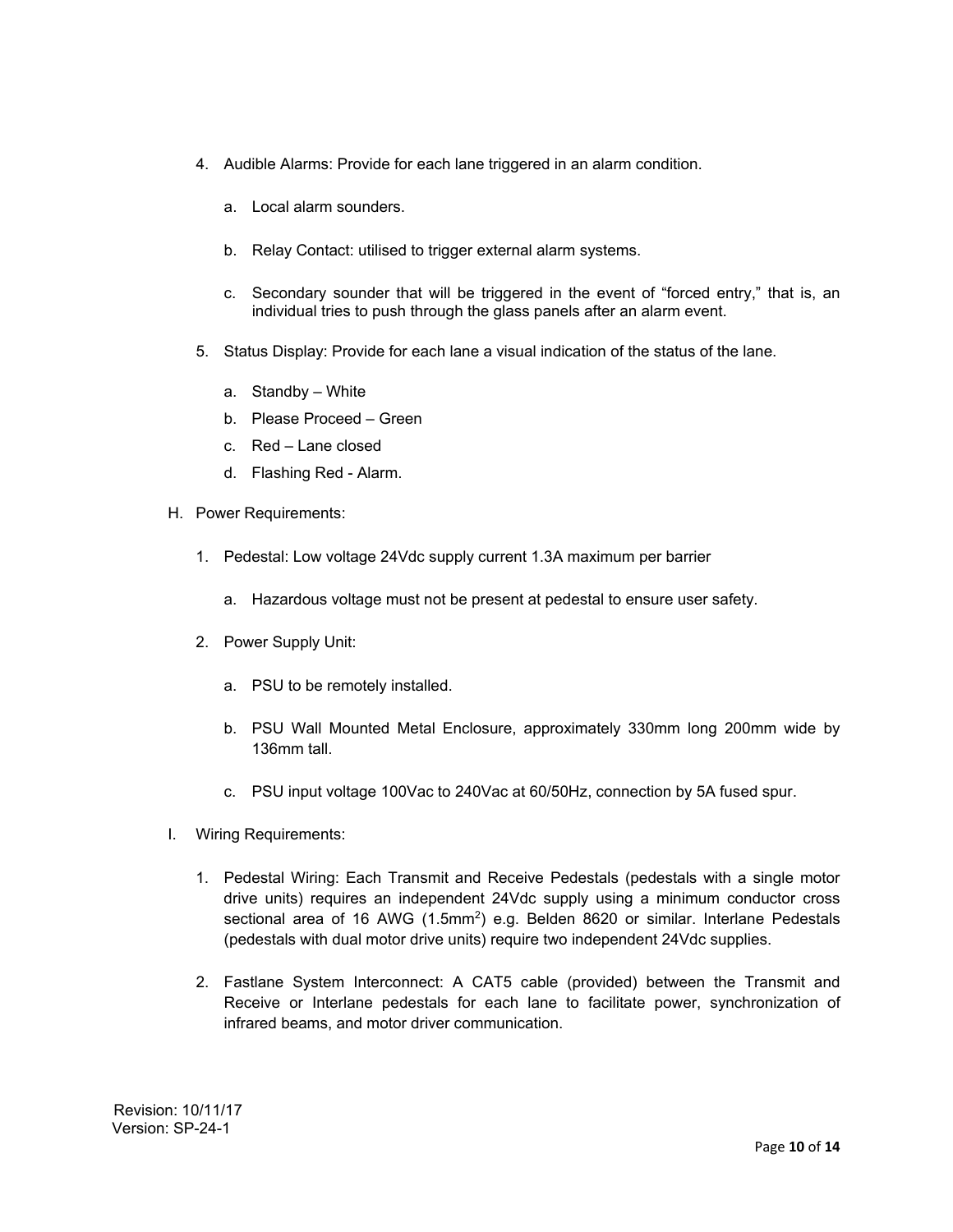4. Audible Alarms: Provide for each lane triggered in an alarm condition.

   a. Local alarm sounders.

   b. Relay Contact: utilised to trigger external alarm systems.

   c. Secondary sounder that will be triggered in the event of "forced entry," that is, an individual tries to push through the glass panels after an alarm event.

5. Status Display: Provide for each lane a visual indication of the status of the lane.

   a. Standby – White
   b. Please Proceed – Green
   c. Red – Lane closed
   d. Flashing Red - Alarm.

H. Power Requirements:

1. Pedestal: Low voltage 24Vdc supply current 1.3A maximum per barrier

   a. Hazardous voltage must not be present at pedestal to ensure user safety.

2. Power Supply Unit:

   a. PSU to be remotely installed.

   b. PSU Wall Mounted Metal Enclosure, approximately 330mm long 200mm wide by 136mm tall.

   c. PSU input voltage 100Vac to 240Vac at 60/50Hz, connection by 5A fused spur.

I. Wiring Requirements:

1. Pedestal Wiring: Each Transmit and Receive Pedestals (pedestals with a single motor drive units) requires an independent 24Vdc supply using a minimum conductor cross sectional area of 16 AWG (1.5mm$^2$) e.g. Belden 8620 or similar. Interlane Pedestals (pedestals with dual motor drive units) require two independent 24Vdc supplies.

2. Fastlane System Interconnect: A CAT5 cable (provided) between the Transmit and Receive or Interlane pedestals for each lane to facilitate power, synchronization of infrared beams, and motor driver communication.

Revision: 10/11/17
Version: SP-24-1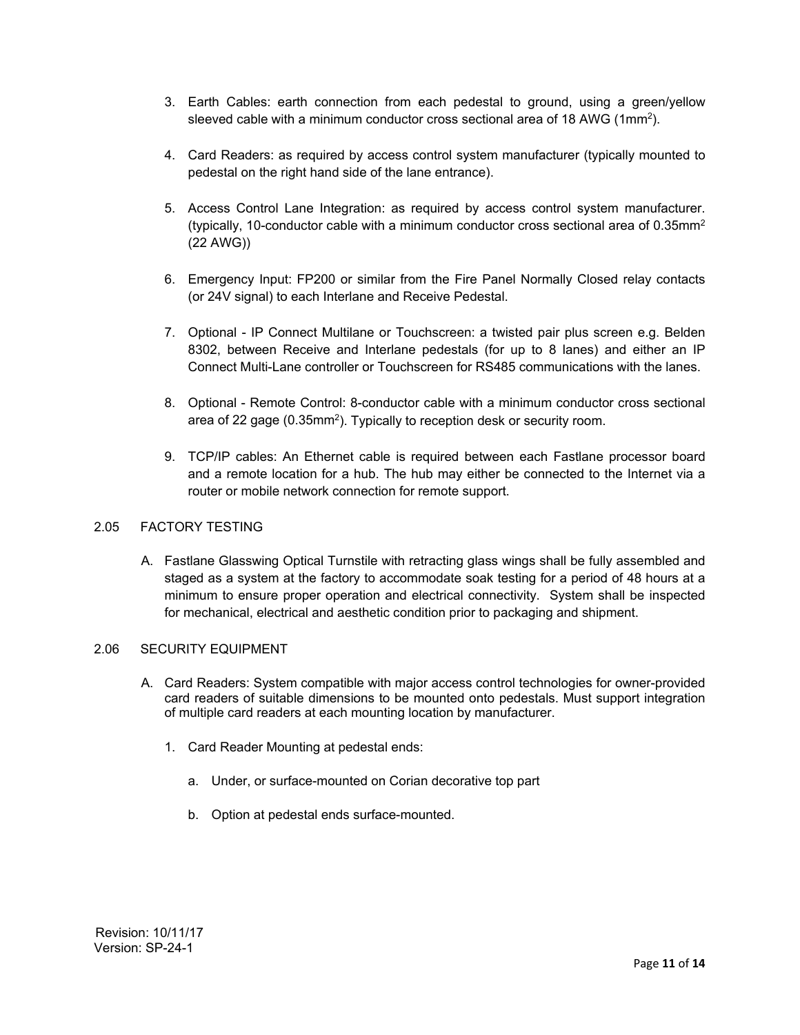3. Earth Cables: earth connection from each pedestal to ground, using a green/yellow sleeved cable with a minimum conductor cross sectional area of 18 AWG ($1mm^2$).

4. Card Readers: as required by access control system manufacturer (typically mounted to pedestal on the right hand side of the lane entrance).

5. Access Control Lane Integration: as required by access control system manufacturer. (typically, 10-conductor cable with a minimum conductor cross sectional area of $0.35mm^2$ (22 AWG))

6. Emergency Input: FP200 or similar from the Fire Panel Normally Closed relay contacts (or 24V signal) to each Interlane and Receive Pedestal.

7. Optional - IP Connect Multilane or Touchscreen: a twisted pair plus screen e.g. Belden 8302, between Receive and Interlane pedestals (for up to 8 lanes) and either an IP Connect Multi-Lane controller or Touchscreen for RS485 communications with the lanes.

8. Optional - Remote Control: 8-conductor cable with a minimum conductor cross sectional area of 22 gage ($0.35mm^2$). Typically to reception desk or security room.

9. TCP/IP cables: An Ethernet cable is required between each Fastlane processor board and a remote location for a hub. The hub may either be connected to the Internet via a router or mobile network connection for remote support.

## 2.05 FACTORY TESTING

A. Fastlane Glasswing Optical Turnstile with retracting glass wings shall be fully assembled and staged as a system at the factory to accommodate soak testing for a period of 48 hours at a minimum to ensure proper operation and electrical connectivity. System shall be inspected for mechanical, electrical and aesthetic condition prior to packaging and shipment.

## 2.06 SECURITY EQUIPMENT

A. Card Readers: System compatible with major access control technologies for owner-provided card readers of suitable dimensions to be mounted onto pedestals. Must support integration of multiple card readers at each mounting location by manufacturer.

   1. Card Reader Mounting at pedestal ends:

      a. Under, or surface-mounted on Corian decorative top part

      b. Option at pedestal ends surface-mounted.

Revision: 10/11/17
Version: SP-24-1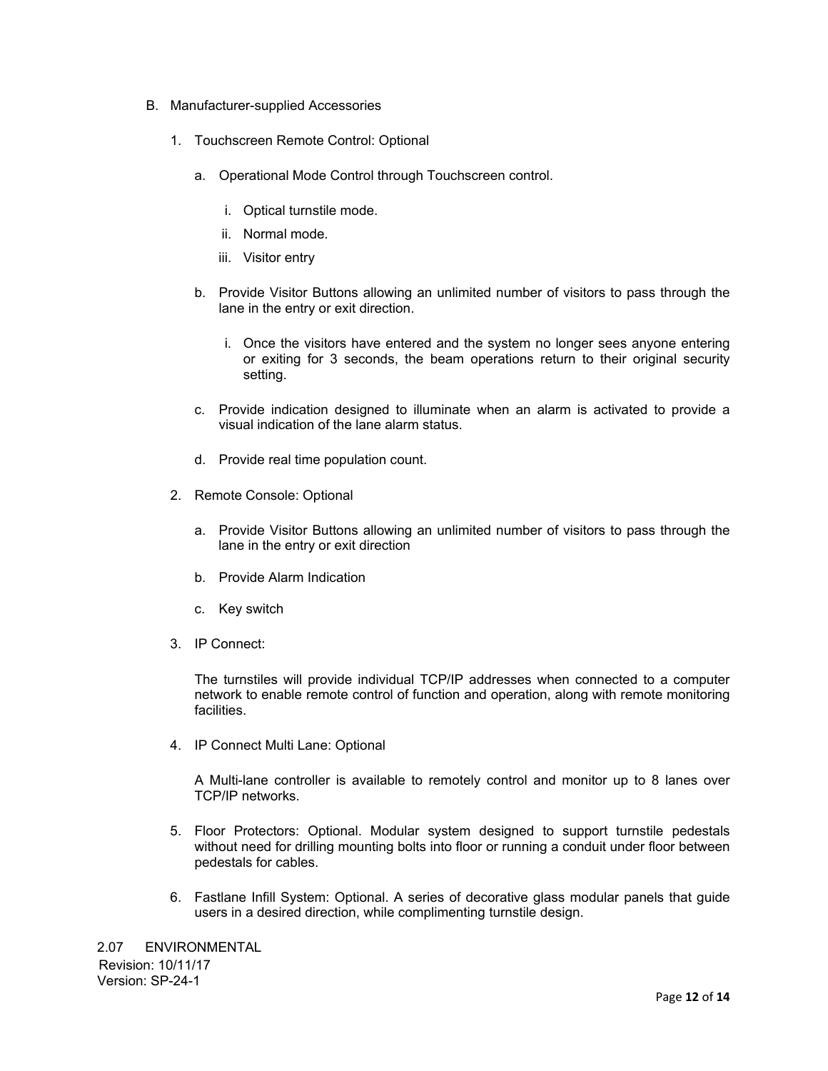B. Manufacturer-supplied Accessories

1. Touchscreen Remote Control: Optional

   a. Operational Mode Control through Touchscreen control.

      i. Optical turnstile mode.

      ii. Normal mode.

      iii. Visitor entry

   b. Provide Visitor Buttons allowing an unlimited number of visitors to pass through the lane in the entry or exit direction.

      i. Once the visitors have entered and the system no longer sees anyone entering or exiting for 3 seconds, the beam operations return to their original security setting.

   c. Provide indication designed to illuminate when an alarm is activated to provide a visual indication of the lane alarm status.

   d. Provide real time population count.

2. Remote Console: Optional

   a. Provide Visitor Buttons allowing an unlimited number of visitors to pass through the lane in the entry or exit direction

   b. Provide Alarm Indication

   c. Key switch

3. IP Connect:

   The turnstiles will provide individual TCP/IP addresses when connected to a computer network to enable remote control of function and operation, along with remote monitoring facilities.

4. IP Connect Multi Lane: Optional

   A Multi-lane controller is available to remotely control and monitor up to 8 lanes over TCP/IP networks.

5. Floor Protectors: Optional. Modular system designed to support turnstile pedestals without need for drilling mounting bolts into floor or running a conduit under floor between pedestals for cables.

6. Fastlane Infill System: Optional. A series of decorative glass modular panels that guide users in a desired direction, while complimenting turnstile design.

2.07 ENVIRONMENTAL

Revision: 10/11/17
Version: SP-24-1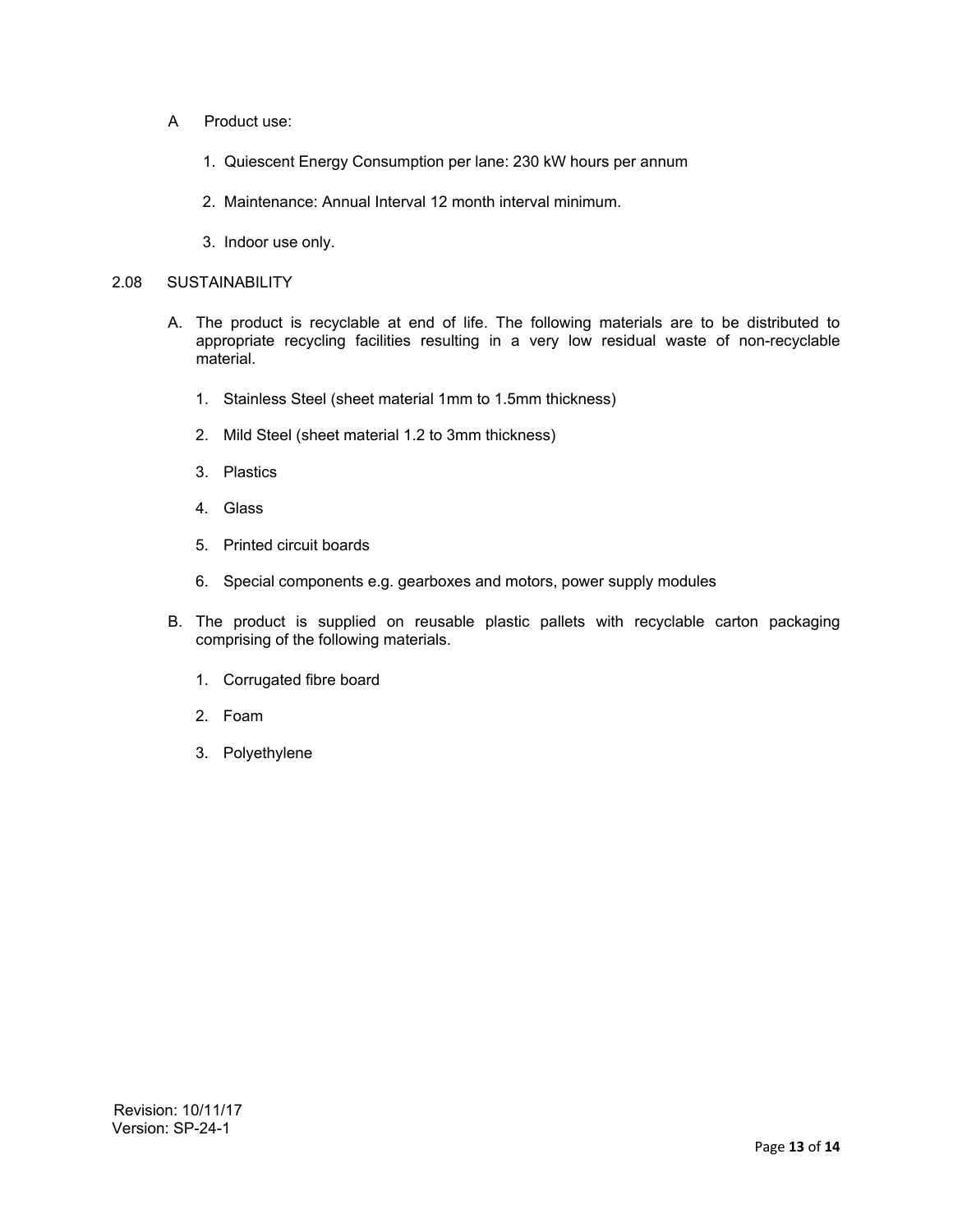A Product use:

1. Quiescent Energy Consumption per lane: 230 kW hours per annum
2. Maintenance: Annual Interval 12 month interval minimum.
3. Indoor use only.

## 2.08 SUSTAINABILITY

A. The product is recyclable at end of life. The following materials are to be distributed to appropriate recycling facilities resulting in a very low residual waste of non-recyclable material.

1. Stainless Steel (sheet material 1mm to 1.5mm thickness)
2. Mild Steel (sheet material 1.2 to 3mm thickness)
3. Plastics
4. Glass
5. Printed circuit boards
6. Special components e.g. gearboxes and motors, power supply modules

B. The product is supplied on reusable plastic pallets with recyclable carton packaging comprising of the following materials.

1. Corrugated fibre board
2. Foam
3. Polyethylene

Revision: 10/11/17
Version: SP-24-1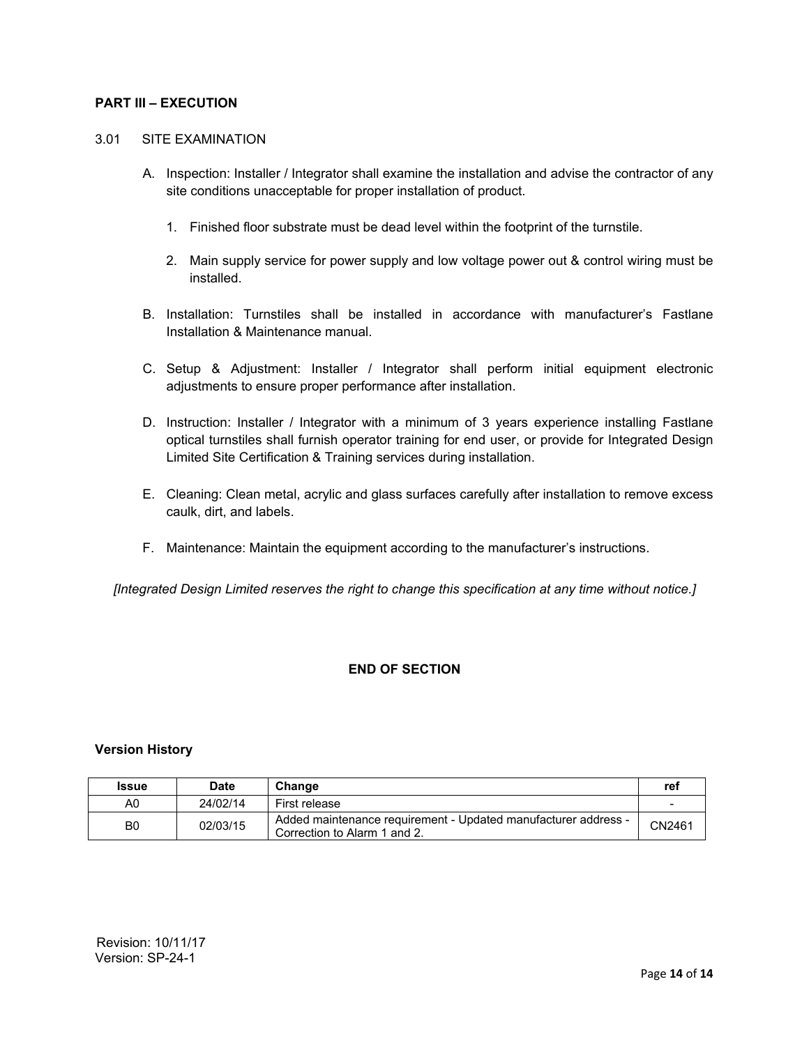## PART III – EXECUTION

3.01 SITE EXAMINATION

A. Inspection: Installer / Integrator shall examine the installation and advise the contractor of any site conditions unacceptable for proper installation of product.

   1. Finished floor substrate must be dead level within the footprint of the turnstile.

   2. Main supply service for power supply and low voltage power out & control wiring must be installed.

B. Installation: Turnstiles shall be installed in accordance with manufacturer's Fastlane Installation & Maintenance manual.

C. Setup & Adjustment: Installer / Integrator shall perform initial equipment electronic adjustments to ensure proper performance after installation.

D. Instruction: Installer / Integrator with a minimum of 3 years experience installing Fastlane optical turnstiles shall furnish operator training for end user, or provide for Integrated Design Limited Site Certification & Training services during installation.

E. Cleaning: Clean metal, acrylic and glass surfaces carefully after installation to remove excess caulk, dirt, and labels.

F. Maintenance: Maintain the equipment according to the manufacturer's instructions.

*[Integrated Design Limited reserves the right to change this specification at any time without notice.]*

**END OF SECTION**

**Version History**

| Issue | Date | Change | ref |
|---|---|---|---|
| A0 | 24/02/14 | First release | - |
| B0 | 02/03/15 | Added maintenance requirement - Updated manufacturer address - Correction to Alarm 1 and 2. | CN2461 |

Revision: 10/11/17
Version: SP-24-1